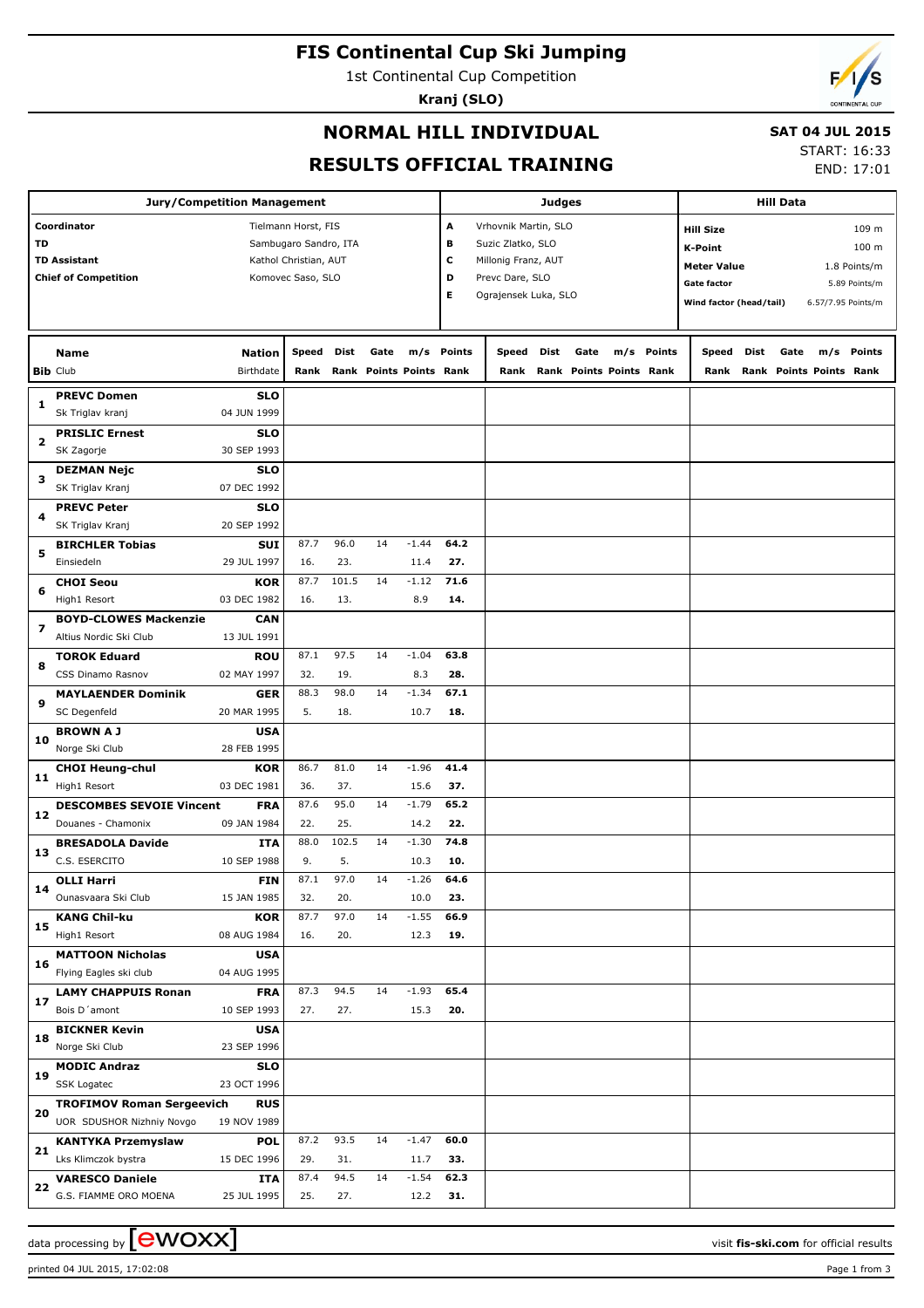# FIS Continental Cup Ski Jumping

1st Continental Cup Competition

**Kranj (SLO)**

## NORMAL HILL INDIVIDUAL

## RESULTS OFFICIAL TRAINING

**SAT 04 JUL 2015**

START: 16:33

END: 17:01

| Jury/Competition Management | |
|---|---|
| Coordinator | Tielmann Horst, FIS |
| TD | Sambugaro Sandro, ITA |
| TD Assistant | Kathol Christian, AUT |
| Chief of Competition | Komovec Saso, SLO |

| Judges | |
|---|---|
| A | Vrhovnik Martin, SLO |
| B | Suzic Zlatko, SLO |
| C | Millonig Franz, AUT |
| D | Prevc Dare, SLO |
| E | Ograjensek Luka, SLO |

| Hill Data | |
|---|---|
| Hill Size | 109 m |
| K-Point | 100 m |
| Meter Value | 1.8 Points/m |
| Gate factor | 5.89 Points/m |
| Wind factor (head/tail) | 6.57/7.95 Points/m |

| Bib | Name / Club | Nation / Birthdate | Speed / Rank | Dist / Rank | Gate / Points | m/s / Points | Points / Rank |
|---|---|---|---|---|---|---|---|
| 1 | **PREVC Domen** / Sk Triglav kranj | **SLO** / 04 JUN 1999 | | | | | |
| 2 | **PRISLIC Ernest** / SK Zagorje | **SLO** / 30 SEP 1993 | | | | | |
| 3 | **DEZMAN Nejc** / SK Triglav Kranj | **SLO** / 07 DEC 1992 | | | | | |
| 4 | **PREVC Peter** / SK Triglav Kranj | **SLO** / 20 SEP 1992 | | | | | |
| 5 | **BIRCHLER Tobias** / Einsiedeln | **SUI** / 29 JUL 1997 | 87.7 / 16. | 96.0 / 23. | 14 | -1.44 / 11.4 | **64.2** / **27.** |
| 6 | **CHOI Seou** / High1 Resort | **KOR** / 03 DEC 1982 | 87.7 / 16. | 101.5 / 13. | 14 | -1.12 / 8.9 | **71.6** / **14.** |
| 7 | **BOYD-CLOWES Mackenzie** / Altius Nordic Ski Club | **CAN** / 13 JUL 1991 | | | | | |
| 8 | **TOROK Eduard** / CSS Dinamo Rasnov | **ROU** / 02 MAY 1997 | 87.1 / 32. | 97.5 / 19. | 14 | -1.04 / 8.3 | **63.8** / **28.** |
| 9 | **MAYLAENDER Dominik** / SC Degenfeld | **GER** / 20 MAR 1995 | 88.3 / 5. | 98.0 / 18. | 14 | -1.34 / 10.7 | **67.1** / **18.** |
| 10 | **BROWN A J** / Norge Ski Club | **USA** / 28 FEB 1995 | | | | | |
| 11 | **CHOI Heung-chul** / High1 Resort | **KOR** / 03 DEC 1981 | 86.7 / 36. | 81.0 / 37. | 14 | -1.96 / 15.6 | **41.4** / **37.** |
| 12 | **DESCOMBES SEVOIE Vincent** / Douanes - Chamonix | **FRA** / 09 JAN 1984 | 87.6 / 22. | 95.0 / 25. | 14 | -1.79 / 14.2 | **65.2** / **22.** |
| 13 | **BRESADOLA Davide** / C.S. ESERCITO | **ITA** / 10 SEP 1988 | 88.0 / 9. | 102.5 / 5. | 14 | -1.30 / 10.3 | **74.8** / **10.** |
| 14 | **OLLI Harri** / Ounasvaara Ski Club | **FIN** / 15 JAN 1985 | 87.1 / 32. | 97.0 / 20. | 14 | -1.26 / 10.0 | **64.6** / **23.** |
| 15 | **KANG Chil-ku** / High1 Resort | **KOR** / 08 AUG 1984 | 87.7 / 16. | 97.0 / 20. | 14 | -1.55 / 12.3 | **66.9** / **19.** |
| 16 | **MATTOON Nicholas** / Flying Eagles ski club | **USA** / 04 AUG 1995 | | | | | |
| 17 | **LAMY CHAPPUIS Ronan** / Bois D´amont | **FRA** / 10 SEP 1993 | 87.3 / 27. | 94.5 / 27. | 14 | -1.93 / 15.3 | **65.4** / **20.** |
| 18 | **BICKNER Kevin** / Norge Ski Club | **USA** / 23 SEP 1996 | | | | | |
| 19 | **MODIC Andraz** / SSK Logatec | **SLO** / 23 OCT 1996 | | | | | |
| 20 | **TROFIMOV Roman Sergeevich** / UOR SDUSHOR Nizhniy Novgo | **RUS** / 19 NOV 1989 | | | | | |
| 21 | **KANTYKA Przemyslaw** / Lks Klimczok bystra | **POL** / 15 DEC 1996 | 87.2 / 29. | 93.5 / 31. | 14 | -1.47 / 11.7 | **60.0** / **33.** |
| 22 | **VARESCO Daniele** / G.S. FIAMME ORO MOENA | **ITA** / 25 JUL 1995 | 87.4 / 25. | 94.5 / 27. | 14 | -1.54 / 12.2 | **62.3** / **31.** |

data processing by ewoxx — visit fis-ski.com for official results

printed 04 JUL 2015, 17:02:08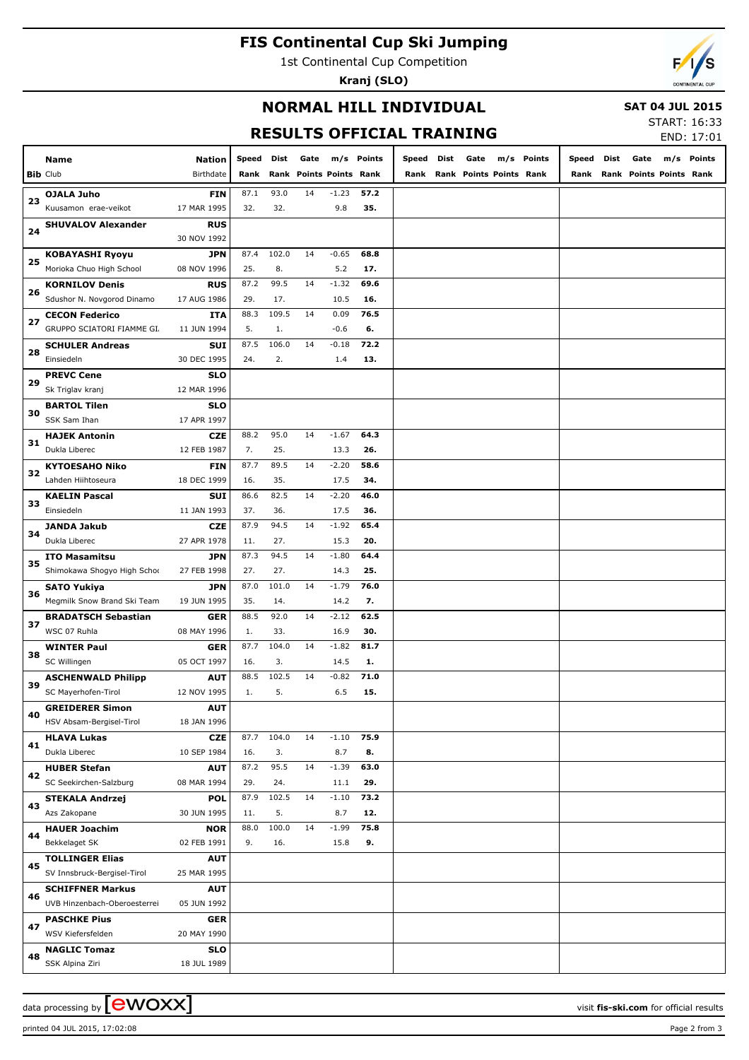# FIS Continental Cup Ski Jumping

1st Continental Cup Competition

**Kranj (SLO)**

## NORMAL HILL INDIVIDUAL

**SAT 04 JUL 2015**

START: 16:33
END: 17:01

## RESULTS OFFICIAL TRAINING

| Bib | Name / Club | Nation / Birthdate | Speed Rank | Dist Rank | Gate Points | m/s Points | Points Rank |
|---|---|---|---|---|---|---|---|
| 23 | **OJALA Juho** | **FIN** | 87.1 | 93.0 | 14 | -1.23 | **57.2** |
| | Kuusamon erae-veikot | 17 MAR 1995 | 32. | 32. | | 9.8 | **35.** |
| 24 | **SHUVALOV Alexander** | **RUS** | | | | | |
| | | 30 NOV 1992 | | | | | |
| 25 | **KOBAYASHI Ryoyu** | **JPN** | 87.4 | 102.0 | 14 | -0.65 | **68.8** |
| | Morioka Chuo High School | 08 NOV 1996 | 25. | 8. | | 5.2 | **17.** |
| 26 | **KORNILOV Denis** | **RUS** | 87.2 | 99.5 | 14 | -1.32 | **69.6** |
| | Sdushor N. Novgorod Dinamo | 17 AUG 1986 | 29. | 17. | | 10.5 | **16.** |
| 27 | **CECON Federico** | **ITA** | 88.3 | 109.5 | 14 | 0.09 | **76.5** |
| | GRUPPO SCIATORI FIAMME GI. | 11 JUN 1994 | 5. | 1. | | -0.6 | **6.** |
| 28 | **SCHULER Andreas** | **SUI** | 87.5 | 106.0 | 14 | -0.18 | **72.2** |
| | Einsiedeln | 30 DEC 1995 | 24. | 2. | | 1.4 | **13.** |
| 29 | **PREVC Cene** | **SLO** | | | | | |
| | Sk Triglav kranj | 12 MAR 1996 | | | | | |
| 30 | **BARTOL Tilen** | **SLO** | | | | | |
| | SSK Sam Ihan | 17 APR 1997 | | | | | |
| 31 | **HAJEK Antonin** | **CZE** | 88.2 | 95.0 | 14 | -1.67 | **64.3** |
| | Dukla Liberec | 12 FEB 1987 | 7. | 25. | | 13.3 | **26.** |
| 32 | **KYTOESAHO Niko** | **FIN** | 87.7 | 89.5 | 14 | -2.20 | **58.6** |
| | Lahden Hiihtoseura | 18 DEC 1999 | 16. | 35. | | 17.5 | **34.** |
| 33 | **KAELIN Pascal** | **SUI** | 86.6 | 82.5 | 14 | -2.20 | **46.0** |
| | Einsiedeln | 11 JAN 1993 | 37. | 36. | | 17.5 | **36.** |
| 34 | **JANDA Jakub** | **CZE** | 87.9 | 94.5 | 14 | -1.92 | **65.4** |
| | Dukla Liberec | 27 APR 1978 | 11. | 27. | | 15.3 | **20.** |
| 35 | **ITO Masamitsu** | **JPN** | 87.3 | 94.5 | 14 | -1.80 | **64.4** |
| | Shimokawa Shogyo High Schoo | 27 FEB 1998 | 27. | 27. | | 14.3 | **25.** |
| 36 | **SATO Yukiya** | **JPN** | 87.0 | 101.0 | 14 | -1.79 | **76.0** |
| | Megmilk Snow Brand Ski Team | 19 JUN 1995 | 35. | 14. | | 14.2 | **7.** |
| 37 | **BRADATSCH Sebastian** | **GER** | 88.5 | 92.0 | 14 | -2.12 | **62.5** |
| | WSC 07 Ruhla | 08 MAY 1996 | 1. | 33. | | 16.9 | **30.** |
| 38 | **WINTER Paul** | **GER** | 87.7 | 104.0 | 14 | -1.82 | **81.7** |
| | SC Willingen | 05 OCT 1997 | 16. | 3. | | 14.5 | **1.** |
| 39 | **ASCHENWALD Philipp** | **AUT** | 88.5 | 102.5 | 14 | -0.82 | **71.0** |
| | SC Mayerhofen-Tirol | 12 NOV 1995 | 1. | 5. | | 6.5 | **15.** |
| 40 | **GREIDERER Simon** | **AUT** | | | | | |
| | HSV Absam-Bergisel-Tirol | 18 JAN 1996 | | | | | |
| 41 | **HLAVA Lukas** | **CZE** | 87.7 | 104.0 | 14 | -1.10 | **75.9** |
| | Dukla Liberec | 10 SEP 1984 | 16. | 3. | | 8.7 | **8.** |
| 42 | **HUBER Stefan** | **AUT** | 87.2 | 95.5 | 14 | -1.39 | **63.0** |
| | SC Seekirchen-Salzburg | 08 MAR 1994 | 29. | 24. | | 11.1 | **29.** |
| 43 | **STEKALA Andrzej** | **POL** | 87.9 | 102.5 | 14 | -1.10 | **73.2** |
| | Azs Zakopane | 30 JUN 1995 | 11. | 5. | | 8.7 | **12.** |
| 44 | **HAUER Joachim** | **NOR** | 88.0 | 100.0 | 14 | -1.99 | **75.8** |
| | Bekkelaget SK | 02 FEB 1991 | 9. | 16. | | 15.8 | **9.** |
| 45 | **TOLLINGER Elias** | **AUT** | | | | | |
| | SV Innsbruck-Bergisel-Tirol | 25 MAR 1995 | | | | | |
| 46 | **SCHIFFNER Markus** | **AUT** | | | | | |
| | UVB Hinzenbach-Oberoesterrei | 05 JUN 1992 | | | | | |
| 47 | **PASCHKE Pius** | **GER** | | | | | |
| | WSV Kiefersfelden | 20 MAY 1990 | | | | | |
| 48 | **NAGLIC Tomaz** | **SLO** | | | | | |
| | SSK Alpina Ziri | 18 JUL 1989 | | | | | |

data processing by ewoxx — visit **fis-ski.com** for official results

printed 04 JUL 2015, 17:02:08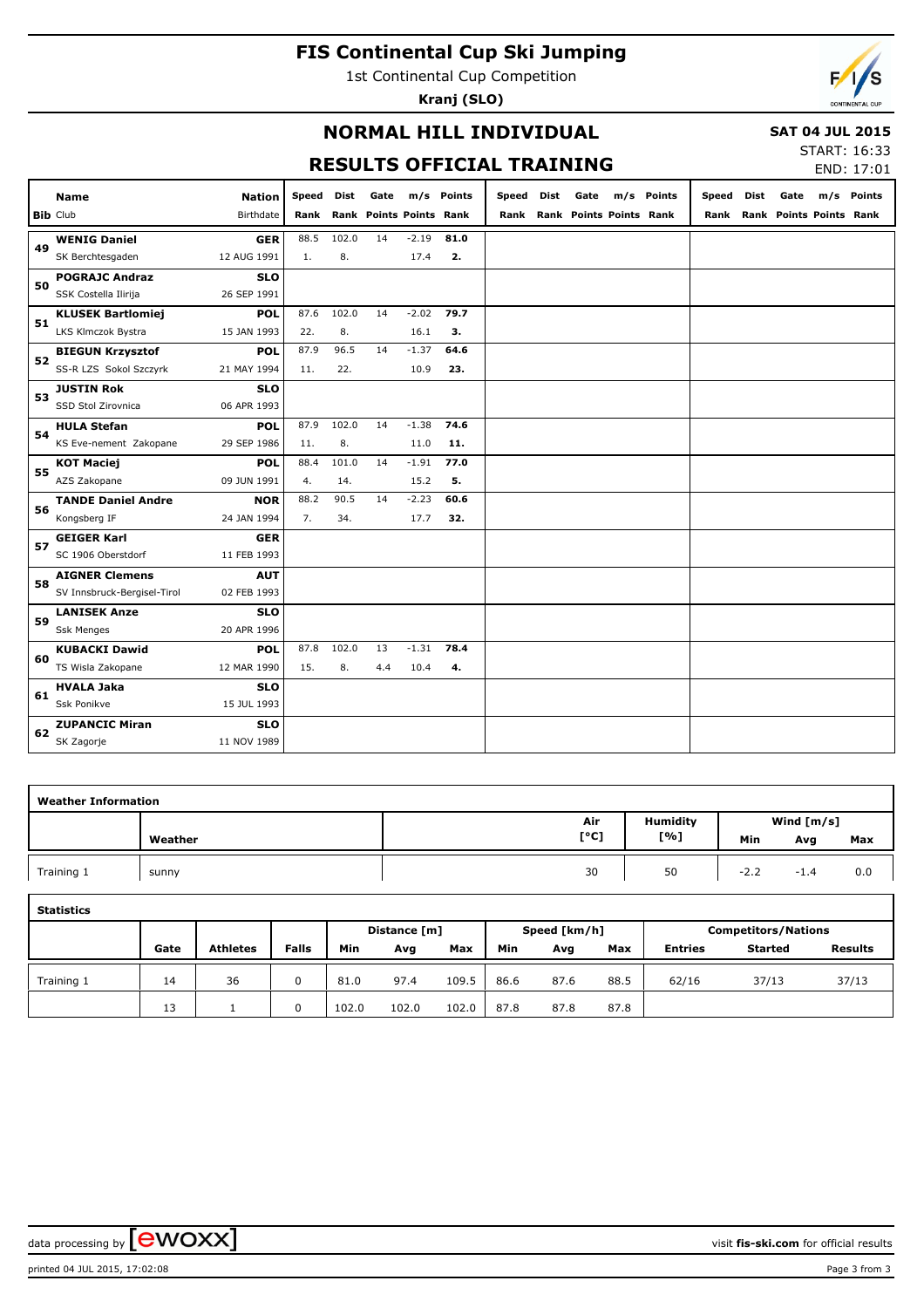# FIS Continental Cup Ski Jumping

1st Continental Cup Competition

**Kranj (SLO)**

## NORMAL HILL INDIVIDUAL

**SAT 04 JUL 2015**

START: 16:33

END: 17:01

## RESULTS OFFICIAL TRAINING

| Bib | Name / Club | Nation / Birthdate | Speed / Rank | Dist / Rank | Gate / Points | m/s / Points | Points / Rank | Speed / Rank | Dist / Rank | Gate / Points | m/s / Points | Points / Rank | Speed / Rank | Dist / Rank | Gate / Points | m/s / Points | Points / Rank |
|---|---|---|---|---|---|---|---|---|---|---|---|---|---|---|---|---|---|
| 49 | **WENIG Daniel** / SK Berchtesgaden | **GER** / 12 AUG 1991 | 88.5 / 1. | 102.0 / 8. | 14 | -2.19 / 17.4 | **81.0** / **2.** | | | | | | | | | | |
| 50 | **POGRAJC Andraz** / SSK Costella Ilirija | **SLO** / 26 SEP 1991 | | | | | | | | | | | | | | | |
| 51 | **KLUSEK Bartlomiej** / LKS Klmczok Bystra | **POL** / 15 JAN 1993 | 87.6 / 22. | 102.0 / 8. | 14 | -2.02 / 16.1 | **79.7** / **3.** | | | | | | | | | | |
| 52 | **BIEGUN Krzysztof** / SS-R LZS Sokol Szczyrk | **POL** / 21 MAY 1994 | 87.9 / 11. | 96.5 / 22. | 14 | -1.37 / 10.9 | **64.6** / **23.** | | | | | | | | | | |
| 53 | **JUSTIN Rok** / SSD Stol Zirovnica | **SLO** / 06 APR 1993 | | | | | | | | | | | | | | | |
| 54 | **HULA Stefan** / KS Eve-nement Zakopane | **POL** / 29 SEP 1986 | 87.9 / 11. | 102.0 / 8. | 14 | -1.38 / 11.0 | **74.6** / **11.** | | | | | | | | | | |
| 55 | **KOT Maciej** / AZS Zakopane | **POL** / 09 JUN 1991 | 88.4 / 4. | 101.0 / 14. | 14 | -1.91 / 15.2 | **77.0** / **5.** | | | | | | | | | | |
| 56 | **TANDE Daniel Andre** / Kongsberg IF | **NOR** / 24 JAN 1994 | 88.2 / 7. | 90.5 / 34. | 14 | -2.23 / 17.7 | **60.6** / **32.** | | | | | | | | | | |
| 57 | **GEIGER Karl** / SC 1906 Oberstdorf | **GER** / 11 FEB 1993 | | | | | | | | | | | | | | | |
| 58 | **AIGNER Clemens** / SV Innsbruck-Bergisel-Tirol | **AUT** / 02 FEB 1993 | | | | | | | | | | | | | | | |
| 59 | **LANISEK Anze** / Ssk Menges | **SLO** / 20 APR 1996 | | | | | | | | | | | | | | | |
| 60 | **KUBACKI Dawid** / TS Wisla Zakopane | **POL** / 12 MAR 1990 | 87.8 / 15. | 102.0 / 8. | 13 / 4.4 | -1.31 / 10.4 | **78.4** / **4.** | | | | | | | | | | |
| 61 | **HVALA Jaka** / Ssk Ponikve | **SLO** / 15 JUL 1993 | | | | | | | | | | | | | | | |
| 62 | **ZUPANCIC Miran** / SK Zagorje | **SLO** / 11 NOV 1989 | | | | | | | | | | | | | | | |

**Weather Information**

| | Weather | Air [°C] | Humidity [%] | Wind [m/s] Min | Avg | Max |
|---|---|---|---|---|---|---|
| Training 1 | sunny | 30 | 50 | -2.2 | -1.4 | 0.0 |

**Statistics**

| | Gate | Athletes | Falls | Distance [m] Min | Avg | Max | Speed [km/h] Min | Avg | Max | Competitors/Nations Entries | Started | Results |
|---|---|---|---|---|---|---|---|---|---|---|---|---|
| Training 1 | 14 | 36 | 0 | 81.0 | 97.4 | 109.5 | 86.6 | 87.6 | 88.5 | 62/16 | 37/13 | 37/13 |
| | 13 | 1 | 0 | 102.0 | 102.0 | 102.0 | 87.8 | 87.8 | 87.8 | | | |

data processing by ewoxx — visit **fis-ski.com** for official results

printed 04 JUL 2015, 17:02:08